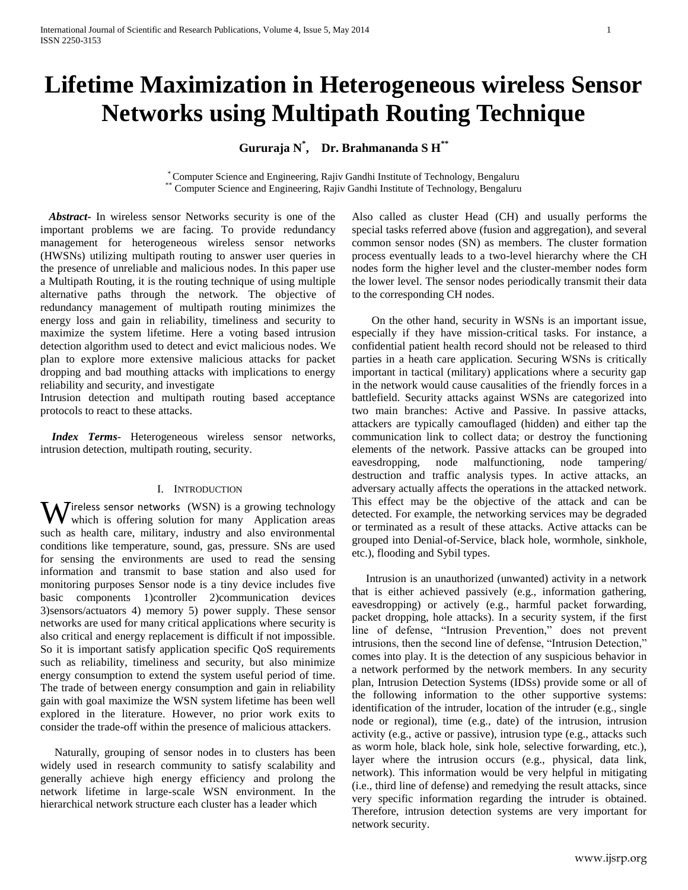# Lifetime Maximization in Heterogeneous wireless Sensor Networks using Multipath Routing Technique

**Gururaja N[*], Dr. Brahmananda S H[**]**

[*] Computer Science and Engineering, Rajiv Gandhi Institute of Technology, Bengaluru
[**] Computer Science and Engineering, Rajiv Gandhi Institute of Technology, Bengaluru

***Abstract-*** In wireless sensor Networks security is one of the important problems we are facing. To provide redundancy management for heterogeneous wireless sensor networks (HWSNs) utilizing multipath routing to answer user queries in the presence of unreliable and malicious nodes. In this paper use a Multipath Routing, it is the routing technique of using multiple alternative paths through the network. The objective of redundancy management of multipath routing minimizes the energy loss and gain in reliability, timeliness and security to maximize the system lifetime. Here a voting based intrusion detection algorithm used to detect and evict malicious nodes. We plan to explore more extensive malicious attacks for packet dropping and bad mouthing attacks with implications to energy reliability and security, and investigate
Intrusion detection and multipath routing based acceptance protocols to react to these attacks.

***Index Terms*-** Heterogeneous wireless sensor networks, intrusion detection, multipath routing, security.

## I. Introduction

Wireless sensor networks (WSN) is a growing technology which is offering solution for many Application areas such as health care, military, industry and also environmental conditions like temperature, sound, gas, pressure. SNs are used for sensing the environments are used to read the sensing information and transmit to base station and also used for monitoring purposes Sensor node is a tiny device includes five basic components 1)controller 2)communication devices 3)sensors/actuators 4) memory 5) power supply. These sensor networks are used for many critical applications where security is also critical and energy replacement is difficult if not impossible. So it is important satisfy application specific QoS requirements such as reliability, timeliness and security, but also minimize energy consumption to extend the system useful period of time. The trade of between energy consumption and gain in reliability gain with goal maximize the WSN system lifetime has been well explored in the literature. However, no prior work exits to consider the trade-off within the presence of malicious attackers.

Naturally, grouping of sensor nodes in to clusters has been widely used in research community to satisfy scalability and generally achieve high energy efficiency and prolong the network lifetime in large-scale WSN environment. In the hierarchical network structure each cluster has a leader which Also called as cluster Head (CH) and usually performs the special tasks referred above (fusion and aggregation), and several common sensor nodes (SN) as members. The cluster formation process eventually leads to a two-level hierarchy where the CH nodes form the higher level and the cluster-member nodes form the lower level. The sensor nodes periodically transmit their data to the corresponding CH nodes.

On the other hand, security in WSNs is an important issue, especially if they have mission-critical tasks. For instance, a confidential patient health record should not be released to third parties in a heath care application. Securing WSNs is critically important in tactical (military) applications where a security gap in the network would cause causalities of the friendly forces in a battlefield. Security attacks against WSNs are categorized into two main branches: Active and Passive. In passive attacks, attackers are typically camouflaged (hidden) and either tap the communication link to collect data; or destroy the functioning elements of the network. Passive attacks can be grouped into eavesdropping, node malfunctioning, node tampering/ destruction and traffic analysis types. In active attacks, an adversary actually affects the operations in the attacked network. This effect may be the objective of the attack and can be detected. For example, the networking services may be degraded or terminated as a result of these attacks. Active attacks can be grouped into Denial-of-Service, black hole, wormhole, sinkhole, etc.), flooding and Sybil types.

Intrusion is an unauthorized (unwanted) activity in a network that is either achieved passively (e.g., information gathering, eavesdropping) or actively (e.g., harmful packet forwarding, packet dropping, hole attacks). In a security system, if the first line of defense, "Intrusion Prevention," does not prevent intrusions, then the second line of defense, "Intrusion Detection," comes into play. It is the detection of any suspicious behavior in a network performed by the network members. In any security plan, Intrusion Detection Systems (IDSs) provide some or all of the following information to the other supportive systems: identification of the intruder, location of the intruder (e.g., single node or regional), time (e.g., date) of the intrusion, intrusion activity (e.g., active or passive), intrusion type (e.g., attacks such as worm hole, black hole, sink hole, selective forwarding, etc.), layer where the intrusion occurs (e.g., physical, data link, network). This information would be very helpful in mitigating (i.e., third line of defense) and remedying the result attacks, since very specific information regarding the intruder is obtained. Therefore, intrusion detection systems are very important for network security.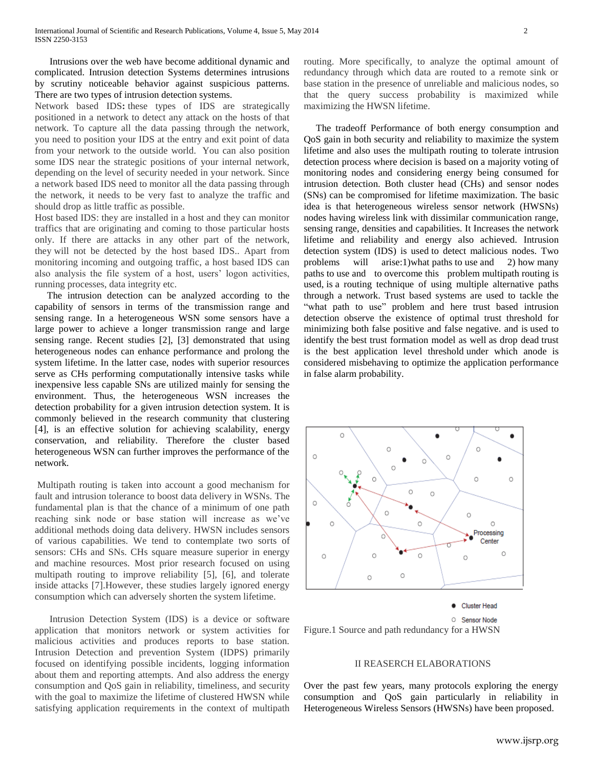Intrusions over the web have become additional dynamic and complicated. Intrusion detection Systems determines intrusions by scrutiny noticeable behavior against suspicious patterns. There are two types of intrusion detection systems.

Network based IDS**:** these types of IDS are strategically positioned in a network to detect any attack on the hosts of that network. To capture all the data passing through the network, you need to position your IDS at the entry and exit point of data from your network to the outside world. You can also position some IDS near the strategic positions of your internal network, depending on the level of security needed in your network. Since a network based IDS need to monitor all the data passing through the network, it needs to be very fast to analyze the traffic and should drop as little traffic as possible.

Host based IDS: they are installed in a host and they can monitor traffics that are originating and coming to those particular hosts only. If there are attacks in any other part of the network, they will not be detected by the host based IDS.. Apart from monitoring incoming and outgoing traffic, a host based IDS can also analysis the file system of a host, users' logon activities, running processes, data integrity etc.

The intrusion detection can be analyzed according to the capability of sensors in terms of the transmission range and sensing range. In a heterogeneous WSN some sensors have a large power to achieve a longer transmission range and large sensing range. Recent studies [2], [3] demonstrated that using heterogeneous nodes can enhance performance and prolong the system lifetime. In the latter case, nodes with superior resources serve as CHs performing computationally intensive tasks while inexpensive less capable SNs are utilized mainly for sensing the environment. Thus, the heterogeneous WSN increases the detection probability for a given intrusion detection system. It is commonly believed in the research community that clustering [4], is an effective solution for achieving scalability, energy conservation, and reliability. Therefore the cluster based heterogeneous WSN can further improves the performance of the network.

Multipath routing is taken into account a good mechanism for fault and intrusion tolerance to boost data delivery in WSNs. The fundamental plan is that the chance of a minimum of one path reaching sink node or base station will increase as we've additional methods doing data delivery. HWSN includes sensors of various capabilities. We tend to contemplate two sorts of sensors: CHs and SNs. CHs square measure superior in energy and machine resources. Most prior research focused on using multipath routing to improve reliability [5], [6], and tolerate inside attacks [7].However, these studies largely ignored energy consumption which can adversely shorten the system lifetime.

Intrusion Detection System (IDS) is a device or software application that monitors network or system activities for malicious activities and produces reports to base station. Intrusion Detection and prevention System (IDPS) primarily focused on identifying possible incidents, logging information about them and reporting attempts. And also address the energy consumption and QoS gain in reliability, timeliness, and security with the goal to maximize the lifetime of clustered HWSN while satisfying application requirements in the context of multipath routing. More specifically, to analyze the optimal amount of redundancy through which data are routed to a remote sink or base station in the presence of unreliable and malicious nodes, so that the query success probability is maximized while maximizing the HWSN lifetime.

The tradeoff Performance of both energy consumption and QoS gain in both security and reliability to maximize the system lifetime and also uses the multipath routing to tolerate intrusion detection process where decision is based on a majority voting of monitoring nodes and considering energy being consumed for intrusion detection. Both cluster head (CHs) and sensor nodes (SNs) can be compromised for lifetime maximization. The basic idea is that heterogeneous wireless sensor network (HWSNs) nodes having wireless link with dissimilar communication range, sensing range, densities and capabilities. It Increases the network lifetime and reliability and energy also achieved. Intrusion detection system (IDS) is used to detect malicious nodes. Two problems will arise:1)what paths to use and 2) how many paths to use and to overcome this problem multipath routing is used, is a routing technique of using multiple alternative paths through a network. Trust based systems are used to tackle the "what path to use" problem and here trust based intrusion detection observe the existence of optimal trust threshold for minimizing both false positive and false negative. and is used to identify the best trust formation model as well as drop dead trust is the best application level threshold under which anode is considered misbehaving to optimize the application performance in false alarm probability.

● Cluster Head

○ Sensor Node

Figure.1 Source and path redundancy for a HWSN

## II REASERCH ELABORATIONS

Over the past few years, many protocols exploring the energy consumption and QoS gain particularly in reliability in Heterogeneous Wireless Sensors (HWSNs) have been proposed.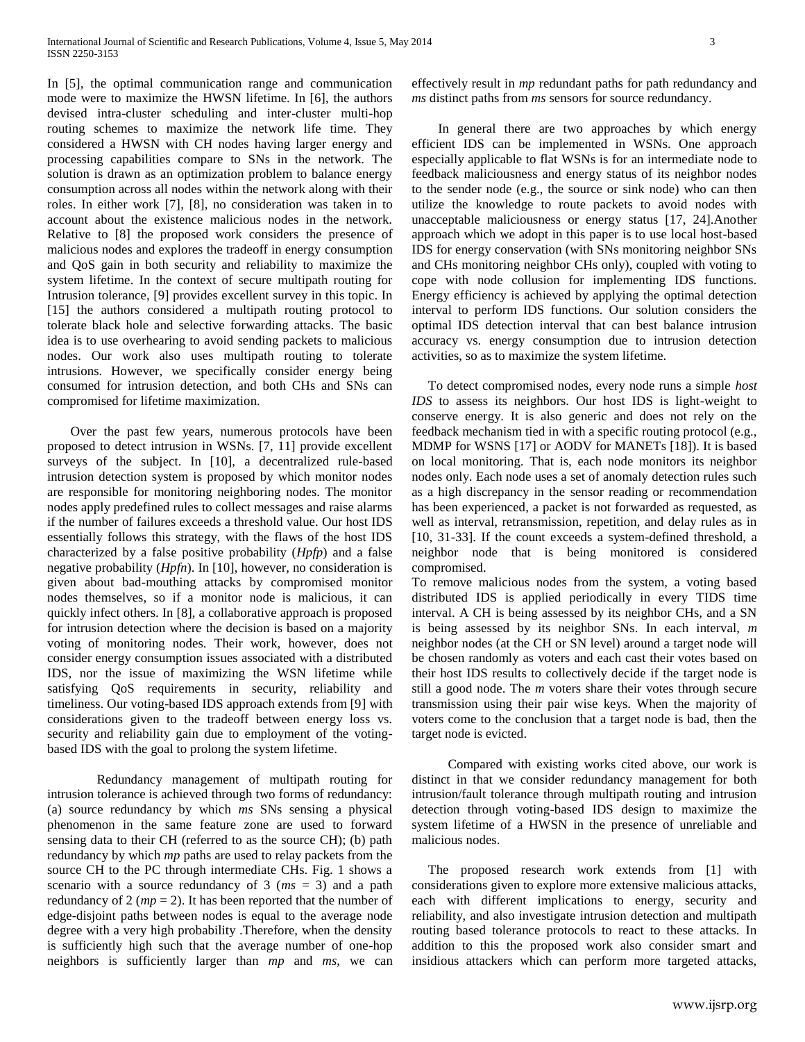In [5], the optimal communication range and communication mode were to maximize the HWSN lifetime. In [6], the authors devised intra-cluster scheduling and inter-cluster multi-hop routing schemes to maximize the network life time. They considered a HWSN with CH nodes having larger energy and processing capabilities compare to SNs in the network. The solution is drawn as an optimization problem to balance energy consumption across all nodes within the network along with their roles. In either work [7], [8], no consideration was taken in to account about the existence malicious nodes in the network. Relative to [8] the proposed work considers the presence of malicious nodes and explores the tradeoff in energy consumption and QoS gain in both security and reliability to maximize the system lifetime. In the context of secure multipath routing for Intrusion tolerance, [9] provides excellent survey in this topic. In [15] the authors considered a multipath routing protocol to tolerate black hole and selective forwarding attacks. The basic idea is to use overhearing to avoid sending packets to malicious nodes. Our work also uses multipath routing to tolerate intrusions. However, we specifically consider energy being consumed for intrusion detection, and both CHs and SNs can compromised for lifetime maximization.

Over the past few years, numerous protocols have been proposed to detect intrusion in WSNs. [7, 11] provide excellent surveys of the subject. In [10], a decentralized rule-based intrusion detection system is proposed by which monitor nodes are responsible for monitoring neighboring nodes. The monitor nodes apply predefined rules to collect messages and raise alarms if the number of failures exceeds a threshold value. Our host IDS essentially follows this strategy, with the flaws of the host IDS characterized by a false positive probability (*Hpfp*) and a false negative probability (*Hpfn*). In [10], however, no consideration is given about bad-mouthing attacks by compromised monitor nodes themselves, so if a monitor node is malicious, it can quickly infect others. In [8], a collaborative approach is proposed for intrusion detection where the decision is based on a majority voting of monitoring nodes. Their work, however, does not consider energy consumption issues associated with a distributed IDS, nor the issue of maximizing the WSN lifetime while satisfying QoS requirements in security, reliability and timeliness. Our voting-based IDS approach extends from [9] with considerations given to the tradeoff between energy loss vs. security and reliability gain due to employment of the voting-based IDS with the goal to prolong the system lifetime.

Redundancy management of multipath routing for intrusion tolerance is achieved through two forms of redundancy: (a) source redundancy by which *ms* SNs sensing a physical phenomenon in the same feature zone are used to forward sensing data to their CH (referred to as the source CH); (b) path redundancy by which *mp* paths are used to relay packets from the source CH to the PC through intermediate CHs. Fig. 1 shows a scenario with a source redundancy of 3 ($ms = 3$) and a path redundancy of 2 ($mp = 2$). It has been reported that the number of edge-disjoint paths between nodes is equal to the average node degree with a very high probability .Therefore, when the density is sufficiently high such that the average number of one-hop neighbors is sufficiently larger than *mp* and *ms*, we can effectively result in *mp* redundant paths for path redundancy and *ms* distinct paths from *ms* sensors for source redundancy.

In general there are two approaches by which energy efficient IDS can be implemented in WSNs. One approach especially applicable to flat WSNs is for an intermediate node to feedback maliciousness and energy status of its neighbor nodes to the sender node (e.g., the source or sink node) who can then utilize the knowledge to route packets to avoid nodes with unacceptable maliciousness or energy status [17, 24].Another approach which we adopt in this paper is to use local host-based IDS for energy conservation (with SNs monitoring neighbor SNs and CHs monitoring neighbor CHs only), coupled with voting to cope with node collusion for implementing IDS functions. Energy efficiency is achieved by applying the optimal detection interval to perform IDS functions. Our solution considers the optimal IDS detection interval that can best balance intrusion accuracy vs. energy consumption due to intrusion detection activities, so as to maximize the system lifetime.

To detect compromised nodes, every node runs a simple *host IDS* to assess its neighbors. Our host IDS is light-weight to conserve energy. It is also generic and does not rely on the feedback mechanism tied in with a specific routing protocol (e.g., MDMP for WSNS [17] or AODV for MANETs [18]). It is based on local monitoring. That is, each node monitors its neighbor nodes only. Each node uses a set of anomaly detection rules such as a high discrepancy in the sensor reading or recommendation has been experienced, a packet is not forwarded as requested, as well as interval, retransmission, repetition, and delay rules as in [10, 31-33]. If the count exceeds a system-defined threshold, a neighbor node that is being monitored is considered compromised.

To remove malicious nodes from the system, a voting based distributed IDS is applied periodically in every TIDS time interval. A CH is being assessed by its neighbor CHs, and a SN is being assessed by its neighbor SNs. In each interval, *m* neighbor nodes (at the CH or SN level) around a target node will be chosen randomly as voters and each cast their votes based on their host IDS results to collectively decide if the target node is still a good node. The *m* voters share their votes through secure transmission using their pair wise keys. When the majority of voters come to the conclusion that a target node is bad, then the target node is evicted.

Compared with existing works cited above, our work is distinct in that we consider redundancy management for both intrusion/fault tolerance through multipath routing and intrusion detection through voting-based IDS design to maximize the system lifetime of a HWSN in the presence of unreliable and malicious nodes.

The proposed research work extends from [1] with considerations given to explore more extensive malicious attacks, each with different implications to energy, security and reliability, and also investigate intrusion detection and multipath routing based tolerance protocols to react to these attacks. In addition to this the proposed work also consider smart and insidious attackers which can perform more targeted attacks,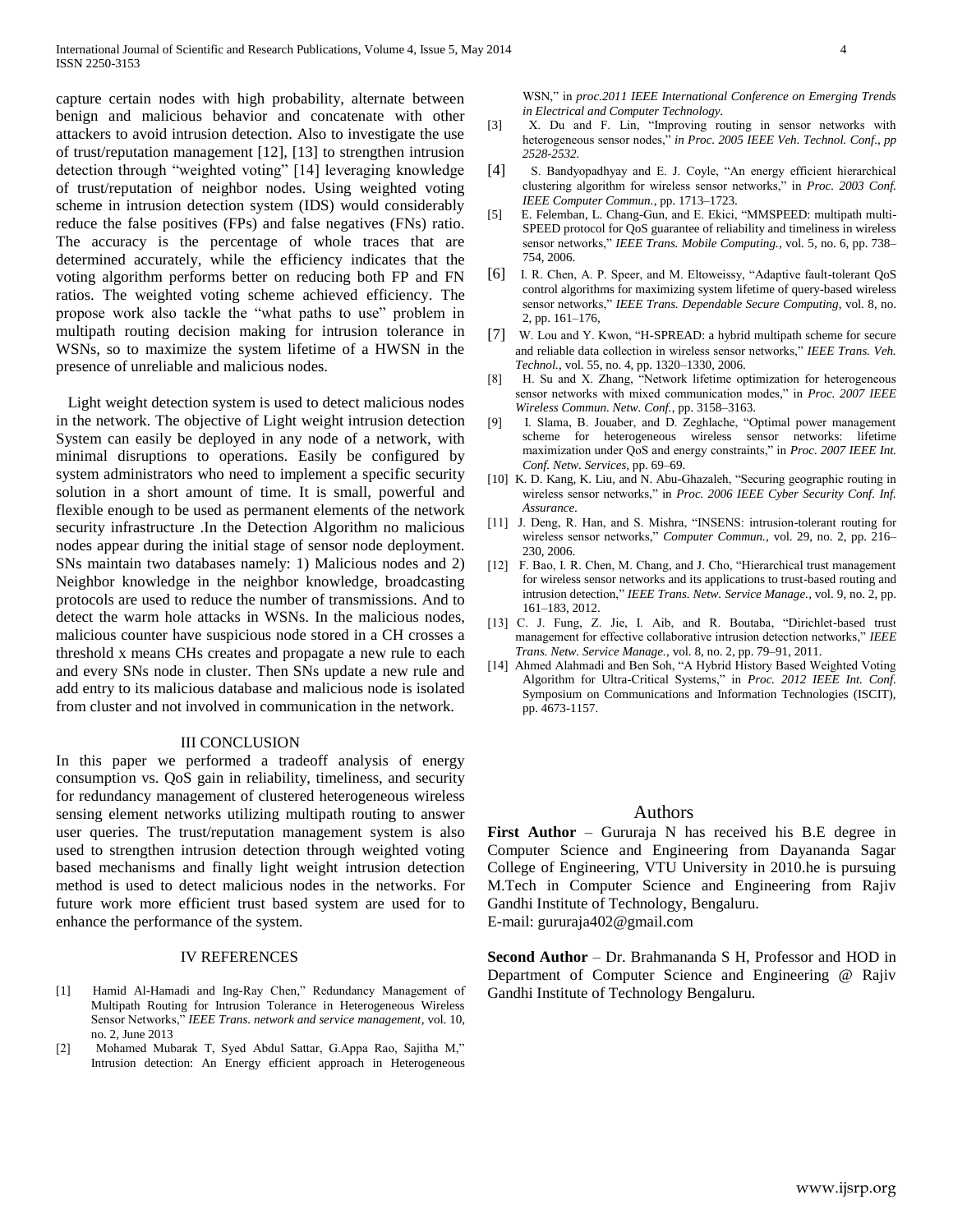capture certain nodes with high probability, alternate between benign and malicious behavior and concatenate with other attackers to avoid intrusion detection. Also to investigate the use of trust/reputation management [12], [13] to strengthen intrusion detection through "weighted voting" [14] leveraging knowledge of trust/reputation of neighbor nodes. Using weighted voting scheme in intrusion detection system (IDS) would considerably reduce the false positives (FPs) and false negatives (FNs) ratio. The accuracy is the percentage of whole traces that are determined accurately, while the efficiency indicates that the voting algorithm performs better on reducing both FP and FN ratios. The weighted voting scheme achieved efficiency. The propose work also tackle the "what paths to use" problem in multipath routing decision making for intrusion tolerance in WSNs, so to maximize the system lifetime of a HWSN in the presence of unreliable and malicious nodes.

Light weight detection system is used to detect malicious nodes in the network. The objective of Light weight intrusion detection System can easily be deployed in any node of a network, with minimal disruptions to operations. Easily be configured by system administrators who need to implement a specific security solution in a short amount of time. It is small, powerful and flexible enough to be used as permanent elements of the network security infrastructure .In the Detection Algorithm no malicious nodes appear during the initial stage of sensor node deployment. SNs maintain two databases namely: 1) Malicious nodes and 2) Neighbor knowledge in the neighbor knowledge, broadcasting protocols are used to reduce the number of transmissions. And to detect the warm hole attacks in WSNs. In the malicious nodes, malicious counter have suspicious node stored in a CH crosses a threshold x means CHs creates and propagate a new rule to each and every SNs node in cluster. Then SNs update a new rule and add entry to its malicious database and malicious node is isolated from cluster and not involved in communication in the network.

## III CONCLUSION

In this paper we performed a tradeoff analysis of energy consumption vs. QoS gain in reliability, timeliness, and security for redundancy management of clustered heterogeneous wireless sensing element networks utilizing multipath routing to answer user queries. The trust/reputation management system is also used to strengthen intrusion detection through weighted voting based mechanisms and finally light weight intrusion detection method is used to detect malicious nodes in the networks. For future work more efficient trust based system are used for to enhance the performance of the system.

## IV REFERENCES

[1] Hamid Al-Hamadi and Ing-Ray Chen," Redundancy Management of Multipath Routing for Intrusion Tolerance in Heterogeneous Wireless Sensor Networks," *IEEE Trans. network and service management*, vol. 10, no. 2, June 2013

[2] Mohamed Mubarak T, Syed Abdul Sattar, G.Appa Rao, Sajitha M," Intrusion detection: An Energy efficient approach in Heterogeneous WSN," in *proc.2011 IEEE International Conference on Emerging Trends in Electrical and Computer Technology*.

[3] X. Du and F. Lin, "Improving routing in sensor networks with heterogeneous sensor nodes," *in Proc. 2005 IEEE Veh. Technol. Conf., pp 2528-2532.*

[4] S. Bandyopadhyay and E. J. Coyle, "An energy efficient hierarchical clustering algorithm for wireless sensor networks," in *Proc. 2003 Conf. IEEE Computer Commun.*, pp. 1713–1723.

[5] E. Felemban, L. Chang-Gun, and E. Ekici, "MMSPEED: multipath multi-SPEED protocol for QoS guarantee of reliability and timeliness in wireless sensor networks," *IEEE Trans. Mobile Computing.*, vol. 5, no. 6, pp. 738–754, 2006.

[6] I. R. Chen, A. P. Speer, and M. Eltoweissy, "Adaptive fault-tolerant QoS control algorithms for maximizing system lifetime of query-based wireless sensor networks," *IEEE Trans. Dependable Secure Computing*, vol. 8, no. 2, pp. 161–176,

[7] W. Lou and Y. Kwon, "H-SPREAD: a hybrid multipath scheme for secure and reliable data collection in wireless sensor networks," *IEEE Trans. Veh. Technol.*, vol. 55, no. 4, pp. 1320–1330, 2006.

[8] H. Su and X. Zhang, "Network lifetime optimization for heterogeneous sensor networks with mixed communication modes," in *Proc. 2007 IEEE Wireless Commun. Netw. Conf.*, pp. 3158–3163.

[9] I. Slama, B. Jouaber, and D. Zeghlache, "Optimal power management scheme for heterogeneous wireless sensor networks: lifetime maximization under QoS and energy constraints," in *Proc. 2007 IEEE Int. Conf. Netw. Services*, pp. 69–69.

[10] K. D. Kang, K. Liu, and N. Abu-Ghazaleh, "Securing geographic routing in wireless sensor networks," in *Proc. 2006 IEEE Cyber Security Conf. Inf. Assurance*.

[11] J. Deng, R. Han, and S. Mishra, "INSENS: intrusion-tolerant routing for wireless sensor networks," *Computer Commun.*, vol. 29, no. 2, pp. 216–230, 2006.

[12] F. Bao, I. R. Chen, M. Chang, and J. Cho, "Hierarchical trust management for wireless sensor networks and its applications to trust-based routing and intrusion detection," *IEEE Trans. Netw. Service Manage.*, vol. 9, no. 2, pp. 161–183, 2012.

[13] C. J. Fung, Z. Jie, I. Aib, and R. Boutaba, "Dirichlet-based trust management for effective collaborative intrusion detection networks," *IEEE Trans. Netw. Service Manage.*, vol. 8, no. 2, pp. 79–91, 2011.

[14] Ahmed Alahmadi and Ben Soh, "A Hybrid History Based Weighted Voting Algorithm for Ultra-Critical Systems," in *Proc. 2012 IEEE Int. Conf.* Symposium on Communications and Information Technologies (ISCIT), pp. 4673-1157.

## Authors

**First Author** – Gururaja N has received his B.E degree in Computer Science and Engineering from Dayananda Sagar College of Engineering, VTU University in 2010.he is pursuing M.Tech in Computer Science and Engineering from Rajiv Gandhi Institute of Technology, Bengaluru.
E-mail: gururaja402@gmail.com

**Second Author** – Dr. Brahmananda S H, Professor and HOD in Department of Computer Science and Engineering @ Rajiv Gandhi Institute of Technology Bengaluru.